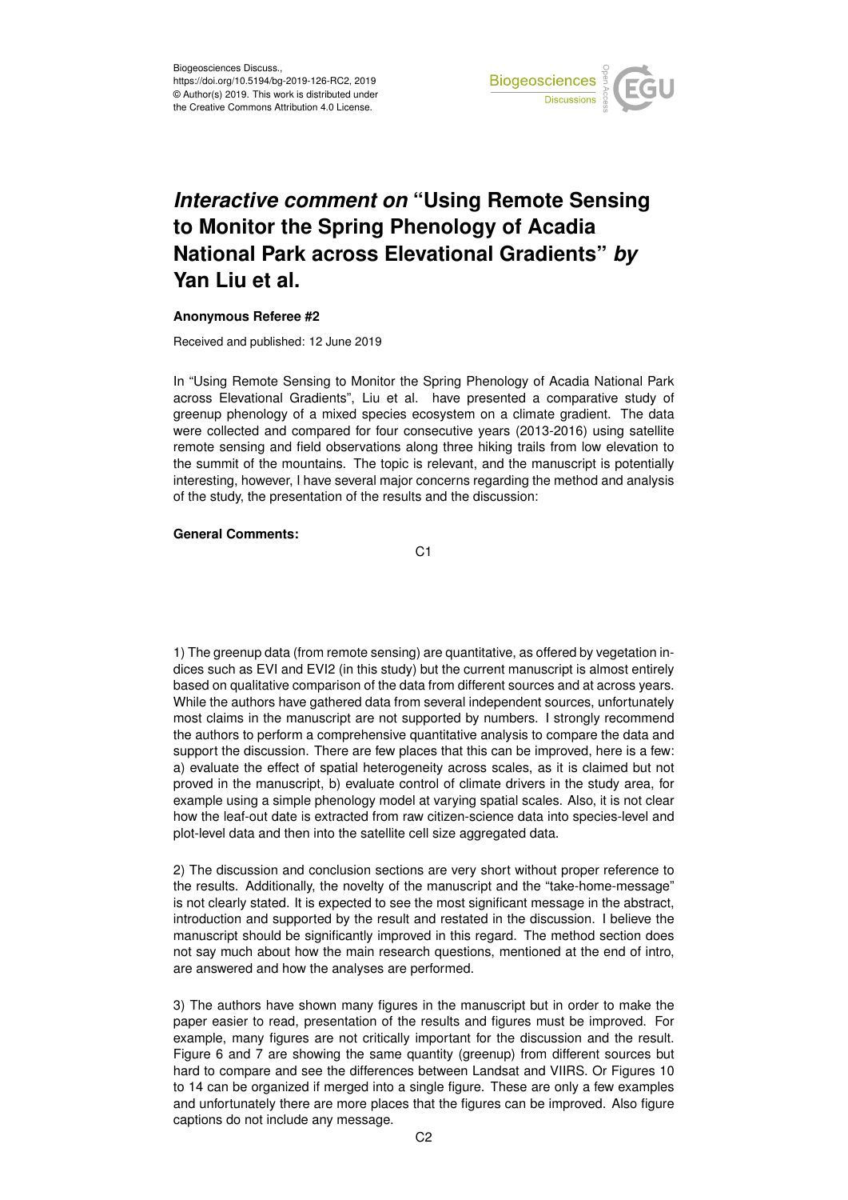# *Interactive comment on* "Using Remote Sensing to Monitor the Spring Phenology of Acadia National Park across Elevational Gradients" *by* Yan Liu et al.

**Anonymous Referee #2**

Received and published: 12 June 2019

In "Using Remote Sensing to Monitor the Spring Phenology of Acadia National Park across Elevational Gradients", Liu et al. have presented a comparative study of greenup phenology of a mixed species ecosystem on a climate gradient. The data were collected and compared for four consecutive years (2013-2016) using satellite remote sensing and field observations along three hiking trails from low elevation to the summit of the mountains. The topic is relevant, and the manuscript is potentially interesting, however, I have several major concerns regarding the method and analysis of the study, the presentation of the results and the discussion:

**General Comments:**

1) The greenup data (from remote sensing) are quantitative, as offered by vegetation indices such as EVI and EVI2 (in this study) but the current manuscript is almost entirely based on qualitative comparison of the data from different sources and at across years. While the authors have gathered data from several independent sources, unfortunately most claims in the manuscript are not supported by numbers. I strongly recommend the authors to perform a comprehensive quantitative analysis to compare the data and support the discussion. There are few places that this can be improved, here is a few: a) evaluate the effect of spatial heterogeneity across scales, as it is claimed but not proved in the manuscript, b) evaluate control of climate drivers in the study area, for example using a simple phenology model at varying spatial scales. Also, it is not clear how the leaf-out date is extracted from raw citizen-science data into species-level and plot-level data and then into the satellite cell size aggregated data.

2) The discussion and conclusion sections are very short without proper reference to the results. Additionally, the novelty of the manuscript and the "take-home-message" is not clearly stated. It is expected to see the most significant message in the abstract, introduction and supported by the result and restated in the discussion. I believe the manuscript should be significantly improved in this regard. The method section does not say much about how the main research questions, mentioned at the end of intro, are answered and how the analyses are performed.

3) The authors have shown many figures in the manuscript but in order to make the paper easier to read, presentation of the results and figures must be improved. For example, many figures are not critically important for the discussion and the result. Figure 6 and 7 are showing the same quantity (greenup) from different sources but hard to compare and see the differences between Landsat and VIIRS. Or Figures 10 to 14 can be organized if merged into a single figure. These are only a few examples and unfortunately there are more places that the figures can be improved. Also figure captions do not include any message.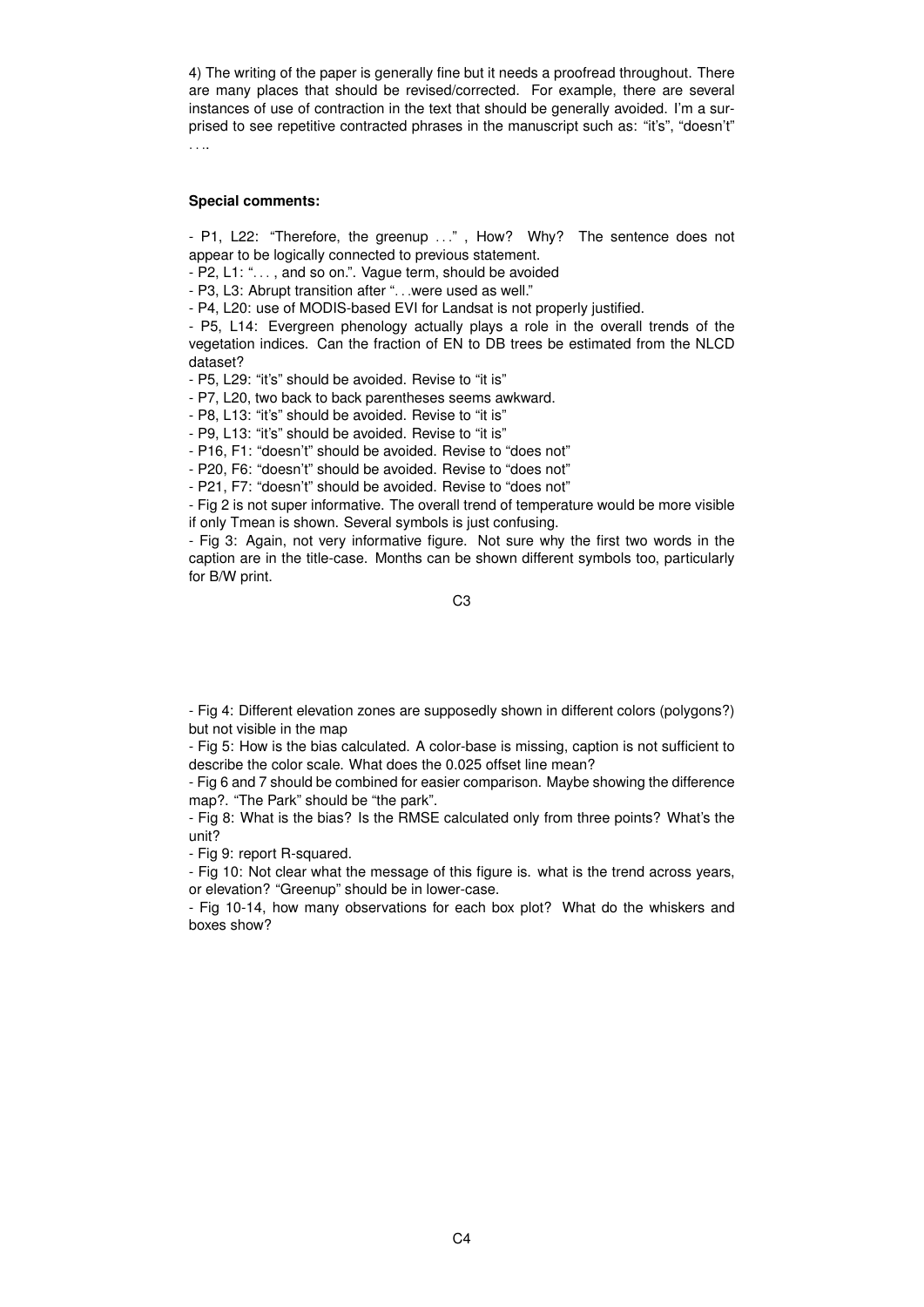4) The writing of the paper is generally fine but it needs a proofread throughout. There are many places that should be revised/corrected. For example, there are several instances of use of contraction in the text that should be generally avoided. I'm a surprised to see repetitive contracted phrases in the manuscript such as: "it's", "doesn't" . . ..

**Special comments:**

- P1, L22: "Therefore, the greenup . . ." , How? Why? The sentence does not appear to be logically connected to previous statement.
- P2, L1: ". . . , and so on.". Vague term, should be avoided
- P3, L3: Abrupt transition after ". . .were used as well."
- P4, L20: use of MODIS-based EVI for Landsat is not properly justified.
- P5, L14: Evergreen phenology actually plays a role in the overall trends of the vegetation indices. Can the fraction of EN to DB trees be estimated from the NLCD dataset?
- P5, L29: "it's" should be avoided. Revise to "it is"
- P7, L20, two back to back parentheses seems awkward.
- P8, L13: "it's" should be avoided. Revise to "it is"
- P9, L13: "it's" should be avoided. Revise to "it is"
- P16, F1: "doesn't" should be avoided. Revise to "does not"
- P20, F6: "doesn't" should be avoided. Revise to "does not"
- P21, F7: "doesn't" should be avoided. Revise to "does not"
- Fig 2 is not super informative. The overall trend of temperature would be more visible if only Tmean is shown. Several symbols is just confusing.
- Fig 3: Again, not very informative figure. Not sure why the first two words in the caption are in the title-case. Months can be shown different symbols too, particularly for B/W print.
- Fig 4: Different elevation zones are supposedly shown in different colors (polygons?) but not visible in the map
- Fig 5: How is the bias calculated. A color-base is missing, caption is not sufficient to describe the color scale. What does the 0.025 offset line mean?
- Fig 6 and 7 should be combined for easier comparison. Maybe showing the difference map?. "The Park" should be "the park".
- Fig 8: What is the bias? Is the RMSE calculated only from three points? What's the unit?
- Fig 9: report R-squared.
- Fig 10: Not clear what the message of this figure is. what is the trend across years, or elevation? "Greenup" should be in lower-case.
- Fig 10-14, how many observations for each box plot? What do the whiskers and boxes show?